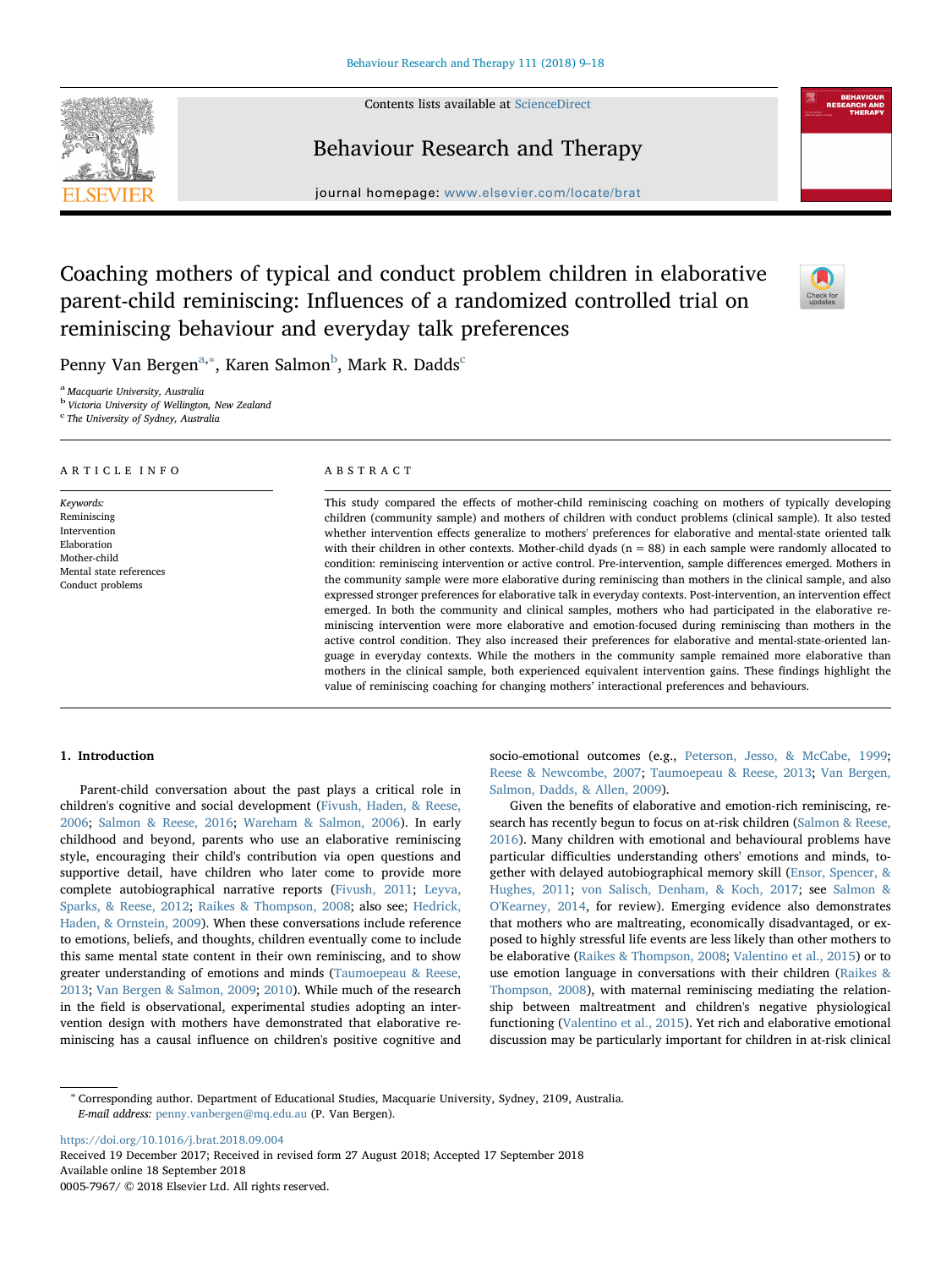# Coaching mothers of typical and conduct problem children in elaborative parent-child reminiscing: Influences of a randomized controlled trial on reminiscing behaviour and everyday talk preferences

Penny Van Bergen[a,*], Karen Salmon[b], Mark R. Dadds[c]

[a] Macquarie University, Australia
[b] Victoria University of Wellington, New Zealand
[c] The University of Sydney, Australia

## ARTICLE INFO

*Keywords:*
Reminiscing
Intervention
Elaboration
Mother-child
Mental state references
Conduct problems

## ABSTRACT

This study compared the effects of mother-child reminiscing coaching on mothers of typically developing children (community sample) and mothers of children with conduct problems (clinical sample). It also tested whether intervention effects generalize to mothers' preferences for elaborative and mental-state oriented talk with their children in other contexts. Mother-child dyads (n = 88) in each sample were randomly allocated to condition: reminiscing intervention or active control. Pre-intervention, sample differences emerged. Mothers in the community sample were more elaborative during reminiscing than mothers in the clinical sample, and also expressed stronger preferences for elaborative talk in everyday contexts. Post-intervention, an intervention effect emerged. In both the community and clinical samples, mothers who had participated in the elaborative reminiscing intervention were more elaborative and emotion-focused during reminiscing than mothers in the active control condition. They also increased their preferences for elaborative and mental-state-oriented language in everyday contexts. While the mothers in the community sample remained more elaborative than mothers in the clinical sample, both experienced equivalent intervention gains. These findings highlight the value of reminiscing coaching for changing mothers' interactional preferences and behaviours.

## 1. Introduction

Parent-child conversation about the past plays a critical role in children's cognitive and social development (Fivush, Haden, & Reese, 2006; Salmon & Reese, 2016; Wareham & Salmon, 2006). In early childhood and beyond, parents who use an elaborative reminiscing style, encouraging their child's contribution via open questions and supportive detail, have children who later come to provide more complete autobiographical narrative reports (Fivush, 2011; Leyva, Sparks, & Reese, 2012; Raikes & Thompson, 2008; also see; Hedrick, Haden, & Ornstein, 2009). When these conversations include reference to emotions, beliefs, and thoughts, children eventually come to include this same mental state content in their own reminiscing, and to show greater understanding of emotions and minds (Taumoepeau & Reese, 2013; Van Bergen & Salmon, 2009; 2010). While much of the research in the field is observational, experimental studies adopting an intervention design with mothers have demonstrated that elaborative reminiscing has a causal influence on children's positive cognitive and socio-emotional outcomes (e.g., Peterson, Jesso, & McCabe, 1999; Reese & Newcombe, 2007; Taumoepeau & Reese, 2013; Van Bergen, Salmon, Dadds, & Allen, 2009).

Given the benefits of elaborative and emotion-rich reminiscing, research has recently begun to focus on at-risk children (Salmon & Reese, 2016). Many children with emotional and behavioural problems have particular difficulties understanding others' emotions and minds, together with delayed autobiographical memory skill (Ensor, Spencer, & Hughes, 2011; von Salisch, Denham, & Koch, 2017; see Salmon & O'Kearney, 2014, for review). Emerging evidence also demonstrates that mothers who are maltreating, economically disadvantaged, or exposed to highly stressful life events are less likely than other mothers to be elaborative (Raikes & Thompson, 2008; Valentino et al., 2015) or to use emotion language in conversations with their children (Raikes & Thompson, 2008), with maternal reminiscing mediating the relationship between maltreatment and children's negative physiological functioning (Valentino et al., 2015). Yet rich and elaborative emotional discussion may be particularly important for children in at-risk clinical

---

* Corresponding author. Department of Educational Studies, Macquarie University, Sydney, 2109, Australia.
*E-mail address:* penny.vanbergen@mq.edu.au (P. Van Bergen).

https://doi.org/10.1016/j.brat.2018.09.004
Received 19 December 2017; Received in revised form 27 August 2018; Accepted 17 September 2018
Available online 18 September 2018
0005-7967/ © 2018 Elsevier Ltd. All rights reserved.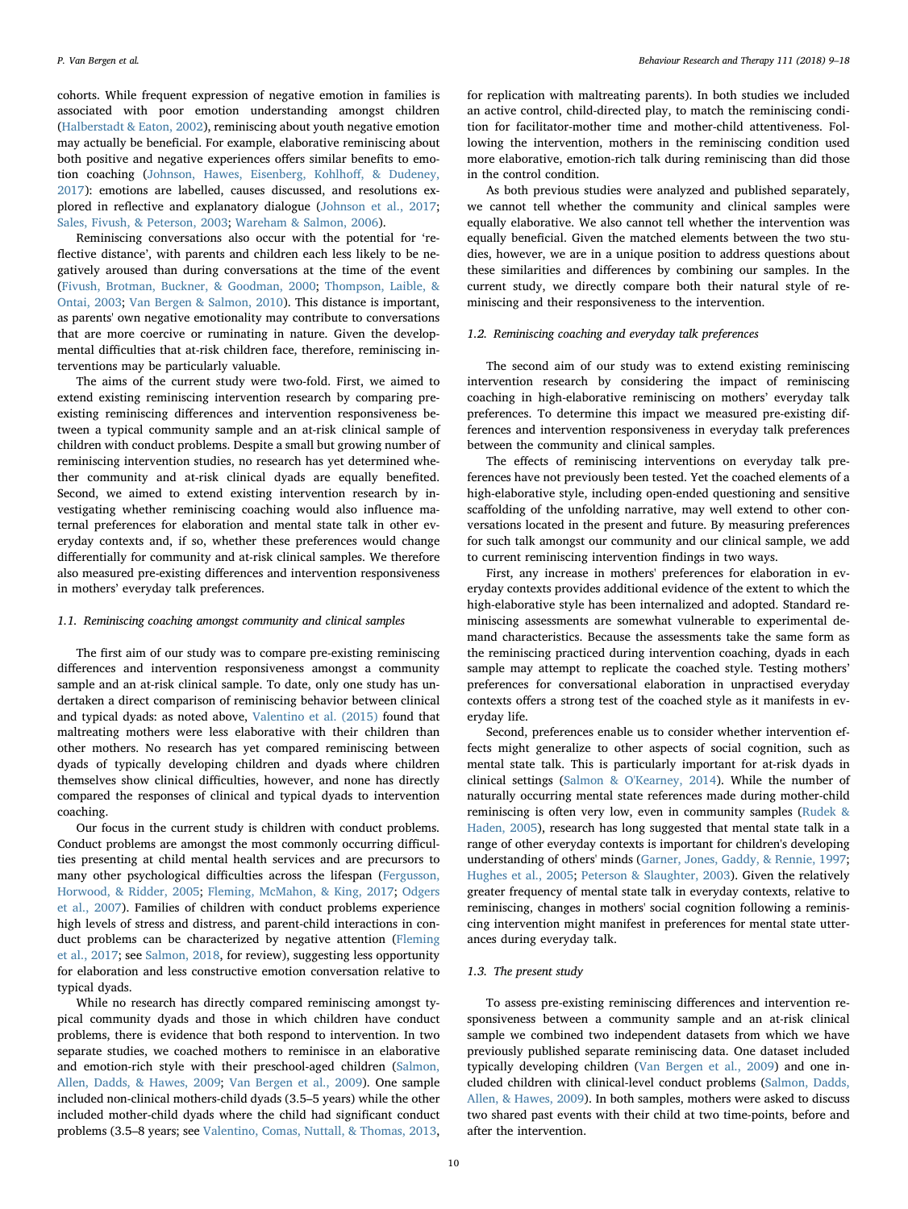cohorts. While frequent expression of negative emotion in families is associated with poor emotion understanding amongst children (Halberstadt & Eaton, 2002), reminiscing about youth negative emotion may actually be beneficial. For example, elaborative reminiscing about both positive and negative experiences offers similar benefits to emotion coaching (Johnson, Hawes, Eisenberg, Kohlhoff, & Dudeney, 2017): emotions are labelled, causes discussed, and resolutions explored in reflective and explanatory dialogue (Johnson et al., 2017; Sales, Fivush, & Peterson, 2003; Wareham & Salmon, 2006).

Reminiscing conversations also occur with the potential for 'reflective distance', with parents and children each less likely to be negatively aroused than during conversations at the time of the event (Fivush, Brotman, Buckner, & Goodman, 2000; Thompson, Laible, & Ontai, 2003; Van Bergen & Salmon, 2010). This distance is important, as parents' own negative emotionality may contribute to conversations that are more coercive or ruminating in nature. Given the developmental difficulties that at-risk children face, therefore, reminiscing interventions may be particularly valuable.

The aims of the current study were two-fold. First, we aimed to extend existing reminiscing intervention research by comparing pre-existing reminiscing differences and intervention responsiveness between a typical community sample and an at-risk clinical sample of children with conduct problems. Despite a small but growing number of reminiscing intervention studies, no research has yet determined whether community and at-risk clinical dyads are equally benefited. Second, we aimed to extend existing intervention research by investigating whether reminiscing coaching would also influence maternal preferences for elaboration and mental state talk in other everyday contexts and, if so, whether these preferences would change differentially for community and at-risk clinical samples. We therefore also measured pre-existing differences and intervention responsiveness in mothers' everyday talk preferences.

### 1.1. Reminiscing coaching amongst community and clinical samples

The first aim of our study was to compare pre-existing reminiscing differences and intervention responsiveness amongst a community sample and an at-risk clinical sample. To date, only one study has undertaken a direct comparison of reminiscing behavior between clinical and typical dyads: as noted above, Valentino et al. (2015) found that maltreating mothers were less elaborative with their children than other mothers. No research has yet compared reminiscing between dyads of typically developing children and dyads where children themselves show clinical difficulties, however, and none has directly compared the responses of clinical and typical dyads to intervention coaching.

Our focus in the current study is children with conduct problems. Conduct problems are amongst the most commonly occurring difficulties presenting at child mental health services and are precursors to many other psychological difficulties across the lifespan (Fergusson, Horwood, & Ridder, 2005; Fleming, McMahon, & King, 2017; Odgers et al., 2007). Families of children with conduct problems experience high levels of stress and distress, and parent-child interactions in conduct problems can be characterized by negative attention (Fleming et al., 2017; see Salmon, 2018, for review), suggesting less opportunity for elaboration and less constructive emotion conversation relative to typical dyads.

While no research has directly compared reminiscing amongst typical community dyads and those in which children have conduct problems, there is evidence that both respond to intervention. In two separate studies, we coached mothers to reminisce in an elaborative and emotion-rich style with their preschool-aged children (Salmon, Allen, Dadds, & Hawes, 2009; Van Bergen et al., 2009). One sample included non-clinical mothers-child dyads (3.5–5 years) while the other included mother-child dyads where the child had significant conduct problems (3.5–8 years; see Valentino, Comas, Nuttall, & Thomas, 2013, for replication with maltreating parents). In both studies we included an active control, child-directed play, to match the reminiscing condition for facilitator-mother time and mother-child attentiveness. Following the intervention, mothers in the reminiscing condition used more elaborative, emotion-rich talk during reminiscing than did those in the control condition.

As both previous studies were analyzed and published separately, we cannot tell whether the community and clinical samples were equally elaborative. We also cannot tell whether the intervention was equally beneficial. Given the matched elements between the two studies, however, we are in a unique position to address questions about these similarities and differences by combining our samples. In the current study, we directly compare both their natural style of reminiscing and their responsiveness to the intervention.

### 1.2. Reminiscing coaching and everyday talk preferences

The second aim of our study was to extend existing reminiscing intervention research by considering the impact of reminiscing coaching in high-elaborative reminiscing on mothers' everyday talk preferences. To determine this impact we measured pre-existing differences and intervention responsiveness in everyday talk preferences between the community and clinical samples.

The effects of reminiscing interventions on everyday talk preferences have not previously been tested. Yet the coached elements of a high-elaborative style, including open-ended questioning and sensitive scaffolding of the unfolding narrative, may well extend to other conversations located in the present and future. By measuring preferences for such talk amongst our community and our clinical sample, we add to current reminiscing intervention findings in two ways.

First, any increase in mothers' preferences for elaboration in everyday contexts provides additional evidence of the extent to which the high-elaborative style has been internalized and adopted. Standard reminiscing assessments are somewhat vulnerable to experimental demand characteristics. Because the assessments take the same form as the reminiscing practiced during intervention coaching, dyads in each sample may attempt to replicate the coached style. Testing mothers' preferences for conversational elaboration in unpractised everyday contexts offers a strong test of the coached style as it manifests in everyday life.

Second, preferences enable us to consider whether intervention effects might generalize to other aspects of social cognition, such as mental state talk. This is particularly important for at-risk dyads in clinical settings (Salmon & O'Kearney, 2014). While the number of naturally occurring mental state references made during mother-child reminiscing is often very low, even in community samples (Rudek & Haden, 2005), research has long suggested that mental state talk in a range of other everyday contexts is important for children's developing understanding of others' minds (Garner, Jones, Gaddy, & Rennie, 1997; Hughes et al., 2005; Peterson & Slaughter, 2003). Given the relatively greater frequency of mental state talk in everyday contexts, relative to reminiscing, changes in mothers' social cognition following a reminiscing intervention might manifest in preferences for mental state utterances during everyday talk.

### 1.3. The present study

To assess pre-existing reminiscing differences and intervention responsiveness between a community sample and an at-risk clinical sample we combined two independent datasets from which we have previously published separate reminiscing data. One dataset included typically developing children (Van Bergen et al., 2009) and one included children with clinical-level conduct problems (Salmon, Dadds, Allen, & Hawes, 2009). In both samples, mothers were asked to discuss two shared past events with their child at two time-points, before and after the intervention.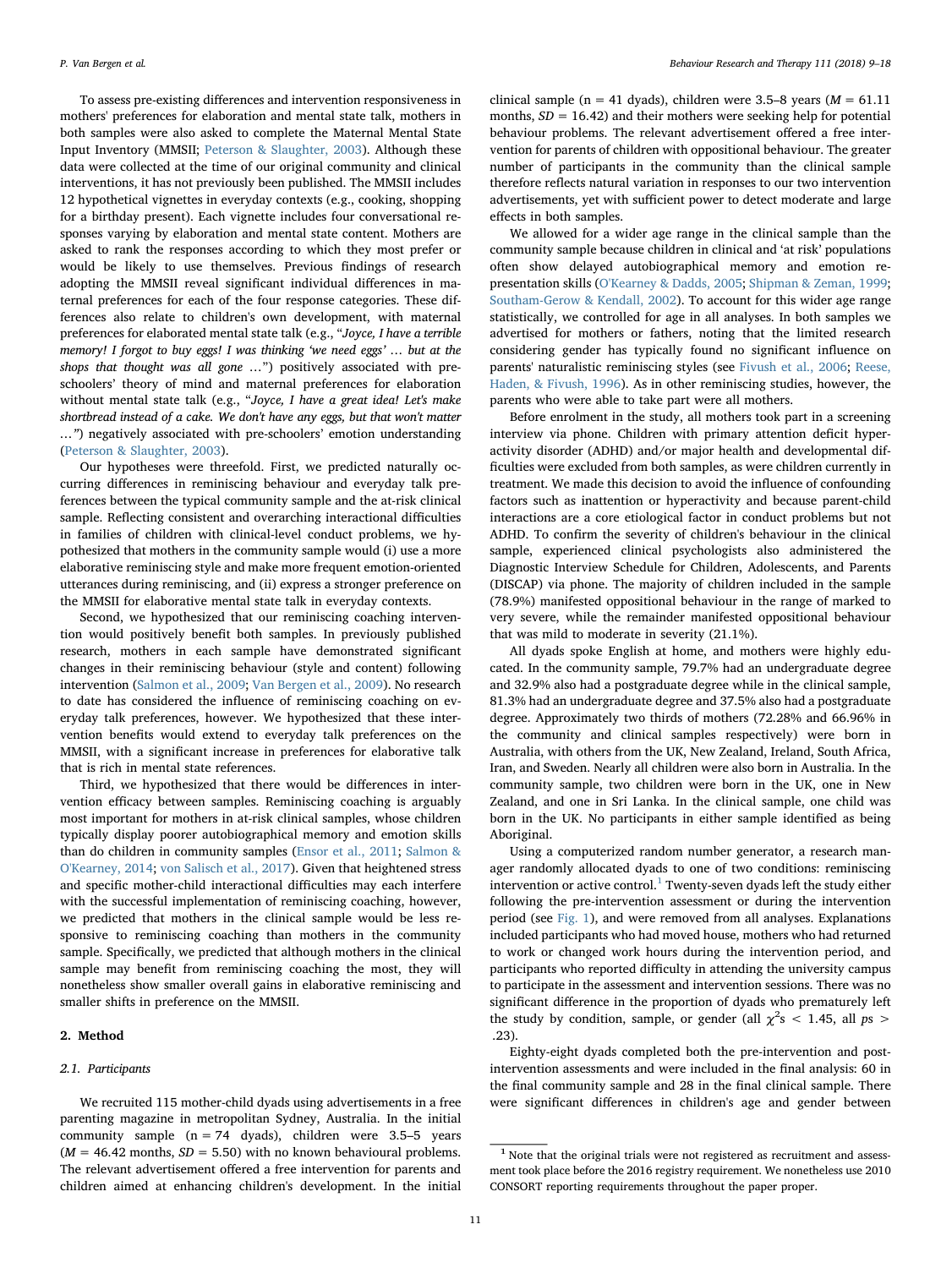To assess pre-existing differences and intervention responsiveness in mothers' preferences for elaboration and mental state talk, mothers in both samples were also asked to complete the Maternal Mental State Input Inventory (MMSII; Peterson & Slaughter, 2003). Although these data were collected at the time of our original community and clinical interventions, it has not previously been published. The MMSII includes 12 hypothetical vignettes in everyday contexts (e.g., cooking, shopping for a birthday present). Each vignette includes four conversational responses varying by elaboration and mental state content. Mothers are asked to rank the responses according to which they most prefer or would be likely to use themselves. Previous findings of research adopting the MMSII reveal significant individual differences in maternal preferences for each of the four response categories. These differences also relate to children's own development, with maternal preferences for elaborated mental state talk (e.g., "*Joyce, I have a terrible memory! I forgot to buy eggs! I was thinking 'we need eggs' … but at the shops that thought was all gone …*") positively associated with preschoolers' theory of mind and maternal preferences for elaboration without mental state talk (e.g., "*Joyce, I have a great idea! Let's make shortbread instead of a cake. We don't have any eggs, but that won't matter …*") negatively associated with pre-schoolers' emotion understanding (Peterson & Slaughter, 2003).

Our hypotheses were threefold. First, we predicted naturally occurring differences in reminiscing behaviour and everyday talk preferences between the typical community sample and the at-risk clinical sample. Reflecting consistent and overarching interactional difficulties in families of children with clinical-level conduct problems, we hypothesized that mothers in the community sample would (i) use a more elaborative reminiscing style and make more frequent emotion-oriented utterances during reminiscing, and (ii) express a stronger preference on the MMSII for elaborative mental state talk in everyday contexts.

Second, we hypothesized that our reminiscing coaching intervention would positively benefit both samples. In previously published research, mothers in each sample have demonstrated significant changes in their reminiscing behaviour (style and content) following intervention (Salmon et al., 2009; Van Bergen et al., 2009). No research to date has considered the influence of reminiscing coaching on everyday talk preferences, however. We hypothesized that these intervention benefits would extend to everyday talk preferences on the MMSII, with a significant increase in preferences for elaborative talk that is rich in mental state references.

Third, we hypothesized that there would be differences in intervention efficacy between samples. Reminiscing coaching is arguably most important for mothers in at-risk clinical samples, whose children typically display poorer autobiographical memory and emotion skills than do children in community samples (Ensor et al., 2011; Salmon & O'Kearney, 2014; von Salisch et al., 2017). Given that heightened stress and specific mother-child interactional difficulties may each interfere with the successful implementation of reminiscing coaching, however, we predicted that mothers in the clinical sample would be less responsive to reminiscing coaching than mothers in the community sample. Specifically, we predicted that although mothers in the clinical sample may benefit from reminiscing coaching the most, they will nonetheless show smaller overall gains in elaborative reminiscing and smaller shifts in preference on the MMSII.

## 2. Method

### 2.1. Participants

We recruited 115 mother-child dyads using advertisements in a free parenting magazine in metropolitan Sydney, Australia. In the initial community sample ($n = 74$ dyads), children were 3.5–5 years ($M = 46.42$ months, $SD = 5.50$) with no known behavioural problems. The relevant advertisement offered a free intervention for parents and children aimed at enhancing children's development. In the initial clinical sample ($n = 41$ dyads), children were 3.5–8 years ($M = 61.11$ months, $SD = 16.42$) and their mothers were seeking help for potential behaviour problems. The relevant advertisement offered a free intervention for parents of children with oppositional behaviour. The greater number of participants in the community than the clinical sample therefore reflects natural variation in responses to our two intervention advertisements, yet with sufficient power to detect moderate and large effects in both samples.

We allowed for a wider age range in the clinical sample than the community sample because children in clinical and 'at risk' populations often show delayed autobiographical memory and emotion representation skills (O'Kearney & Dadds, 2005; Shipman & Zeman, 1999; Southam-Gerow & Kendall, 2002). To account for this wider age range statistically, we controlled for age in all analyses. In both samples we advertised for mothers or fathers, noting that the limited research considering gender has typically found no significant influence on parents' naturalistic reminiscing styles (see Fivush et al., 2006; Reese, Haden, & Fivush, 1996). As in other reminiscing studies, however, the parents who were able to take part were all mothers.

Before enrolment in the study, all mothers took part in a screening interview via phone. Children with primary attention deficit hyperactivity disorder (ADHD) and/or major health and developmental difficulties were excluded from both samples, as were children currently in treatment. We made this decision to avoid the influence of confounding factors such as inattention or hyperactivity and because parent-child interactions are a core etiological factor in conduct problems but not ADHD. To confirm the severity of children's behaviour in the clinical sample, experienced clinical psychologists also administered the Diagnostic Interview Schedule for Children, Adolescents, and Parents (DISCAP) via phone. The majority of children included in the sample (78.9%) manifested oppositional behaviour in the range of marked to very severe, while the remainder manifested oppositional behaviour that was mild to moderate in severity (21.1%).

All dyads spoke English at home, and mothers were highly educated. In the community sample, 79.7% had an undergraduate degree and 32.9% also had a postgraduate degree while in the clinical sample, 81.3% had an undergraduate degree and 37.5% also had a postgraduate degree. Approximately two thirds of mothers (72.28% and 66.96% in the community and clinical samples respectively) were born in Australia, with others from the UK, New Zealand, Ireland, South Africa, Iran, and Sweden. Nearly all children were also born in Australia. In the community sample, two children were born in the UK, one in New Zealand, and one in Sri Lanka. In the clinical sample, one child was born in the UK. No participants in either sample identified as being Aboriginal.

Using a computerized random number generator, a research manager randomly allocated dyads to one of two conditions: reminiscing intervention or active control.[1] Twenty-seven dyads left the study either following the pre-intervention assessment or during the intervention period (see Fig. 1), and were removed from all analyses. Explanations included participants who had moved house, mothers who had returned to work or changed work hours during the intervention period, and participants who reported difficulty in attending the university campus to participate in the assessment and intervention sessions. There was no significant difference in the proportion of dyads who prematurely left the study by condition, sample, or gender (all $\chi^2$s $< 1.45$, all $ps > .23$).

Eighty-eight dyads completed both the pre-intervention and post-intervention assessments and were included in the final analysis: 60 in the final community sample and 28 in the final clinical sample. There were significant differences in children's age and gender between

[1] Note that the original trials were not registered as recruitment and assessment took place before the 2016 registry requirement. We nonetheless use 2010 CONSORT reporting requirements throughout the paper proper.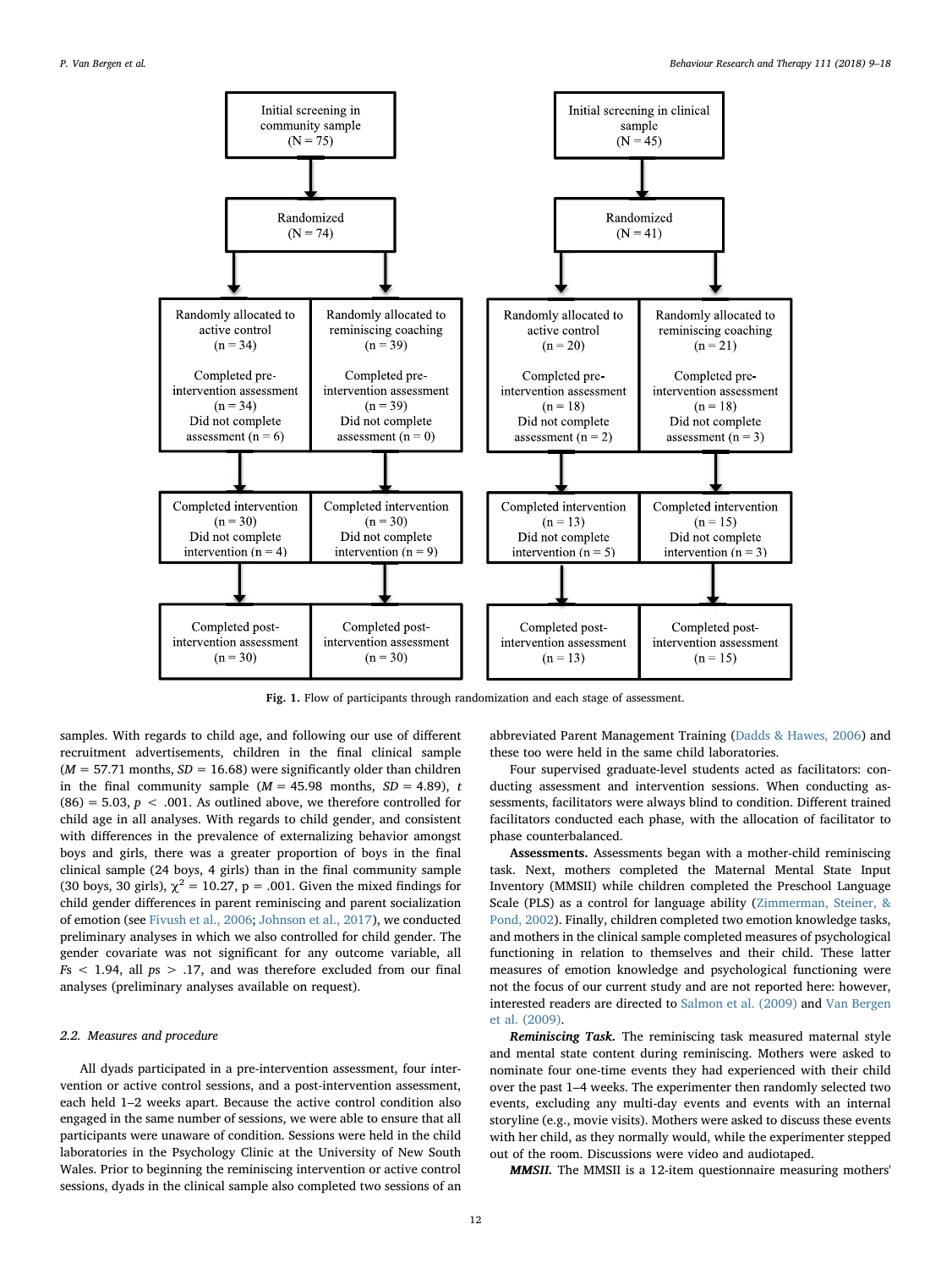**Community sample**

Initial screening in community sample (N = 75)

↓

Randomized (N = 74)

| Randomly allocated to active control (n = 34) | Randomly allocated to reminiscing coaching (n = 39) |
|---|---|
| Completed pre-intervention assessment (n = 34) | Completed pre-intervention assessment (n = 39) |
| Did not complete assessment (n = 6) | Did not complete assessment (n = 0) |
| Completed intervention (n = 30) | Completed intervention (n = 30) |
| Did not complete intervention (n = 4) | Did not complete intervention (n = 9) |
| Completed post-intervention assessment (n = 30) | Completed post-intervention assessment (n = 30) |

**Clinical sample**

Initial screening in clinical sample (N = 45)

↓

Randomized (N = 41)

| Randomly allocated to active control (n = 20) | Randomly allocated to reminiscing coaching (n = 21) |
|---|---|
| Completed pre-intervention assessment (n = 18) | Completed pre-intervention assessment (n = 18) |
| Did not complete assessment (n = 2) | Did not complete assessment (n = 3) |
| Completed intervention (n = 13) | Completed intervention (n = 15) |
| Did not complete intervention (n = 5) | Did not complete intervention (n = 3) |
| Completed post-intervention assessment (n = 13) | Completed post-intervention assessment (n = 15) |

**Fig. 1.** Flow of participants through randomization and each stage of assessment.

samples. With regards to child age, and following our use of different recruitment advertisements, children in the final clinical sample ($M$ = 57.71 months, $SD$ = 16.68) were significantly older than children in the final community sample ($M$ = 45.98 months, $SD$ = 4.89), $t(86) = 5.03$, $p < .001$. As outlined above, we therefore controlled for child age in all analyses. With regards to child gender, and consistent with differences in the prevalence of externalizing behavior amongst boys and girls, there was a greater proportion of boys in the final clinical sample (24 boys, 4 girls) than in the final community sample (30 boys, 30 girls), $\chi^2 = 10.27$, p = .001. Given the mixed findings for child gender differences in parent reminiscing and parent socialization of emotion (see Fivush et al., 2006; Johnson et al., 2017), we conducted preliminary analyses in which we also controlled for child gender. The gender covariate was not significant for any outcome variable, all $Fs < 1.94$, all $ps > .17$, and was therefore excluded from our final analyses (preliminary analyses available on request).

### 2.2. Measures and procedure

All dyads participated in a pre-intervention assessment, four intervention or active control sessions, and a post-intervention assessment, each held 1–2 weeks apart. Because the active control condition also engaged in the same number of sessions, we were able to ensure that all participants were unaware of condition. Sessions were held in the child laboratories in the Psychology Clinic at the University of New South Wales. Prior to beginning the reminiscing intervention or active control sessions, dyads in the clinical sample also completed two sessions of an abbreviated Parent Management Training (Dadds & Hawes, 2006) and these too were held in the same child laboratories.

Four supervised graduate-level students acted as facilitators: conducting assessment and intervention sessions. When conducting assessments, facilitators were always blind to condition. Different trained facilitators conducted each phase, with the allocation of facilitator to phase counterbalanced.

**Assessments.** Assessments began with a mother-child reminiscing task. Next, mothers completed the Maternal Mental State Input Inventory (MMSII) while children completed the Preschool Language Scale (PLS) as a control for language ability (Zimmerman, Steiner, & Pond, 2002). Finally, children completed two emotion knowledge tasks, and mothers in the clinical sample completed measures of psychological functioning in relation to themselves and their child. These latter measures of emotion knowledge and psychological functioning were not the focus of our current study and are not reported here: however, interested readers are directed to Salmon et al. (2009) and Van Bergen et al. (2009).

***Reminiscing Task.*** The reminiscing task measured maternal style and mental state content during reminiscing. Mothers were asked to nominate four one-time events they had experienced with their child over the past 1–4 weeks. The experimenter then randomly selected two events, excluding any multi-day events and events with an internal storyline (e.g., movie visits). Mothers were asked to discuss these events with her child, as they normally would, while the experimenter stepped out of the room. Discussions were video and audiotaped.

***MMSII.*** The MMSII is a 12-item questionnaire measuring mothers'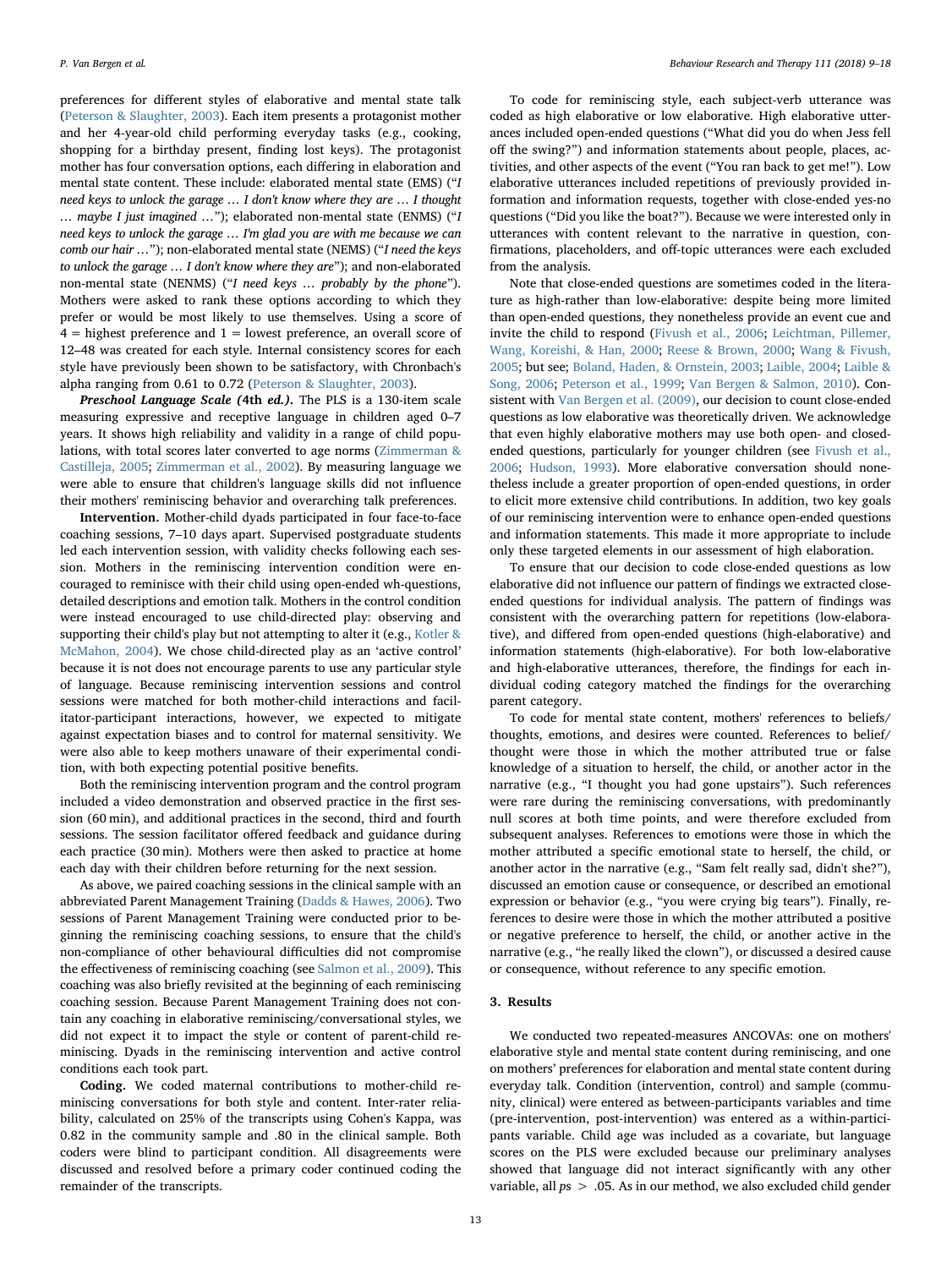preferences for different styles of elaborative and mental state talk (Peterson & Slaughter, 2003). Each item presents a protagonist mother and her 4-year-old child performing everyday tasks (e.g., cooking, shopping for a birthday present, finding lost keys). The protagonist mother has four conversation options, each differing in elaboration and mental state content. These include: elaborated mental state (EMS) ("*I need keys to unlock the garage … I don't know where they are … I thought … maybe I just imagined …*"); elaborated non-mental state (ENMS) ("*I need keys to unlock the garage … I'm glad you are with me because we can comb our hair …*"); non-elaborated mental state (NEMS) ("*I need the keys to unlock the garage … I don't know where they are*"); and non-elaborated non-mental state (NENMS) ("*I need keys … probably by the phone*"). Mothers were asked to rank these options according to which they prefer or would be most likely to use themselves. Using a score of 4 = highest preference and 1 = lowest preference, an overall score of 12–48 was created for each style. Internal consistency scores for each style have previously been shown to be satisfactory, with Chronbach's alpha ranging from 0.61 to 0.72 (Peterson & Slaughter, 2003).

***Preschool Language Scale (*4th *ed.).*** The PLS is a 130-item scale measuring expressive and receptive language in children aged 0–7 years. It shows high reliability and validity in a range of child populations, with total scores later converted to age norms (Zimmerman & Castilleja, 2005; Zimmerman et al., 2002). By measuring language we were able to ensure that children's language skills did not influence their mothers' reminiscing behavior and overarching talk preferences.

**Intervention.** Mother-child dyads participated in four face-to-face coaching sessions, 7–10 days apart. Supervised postgraduate students led each intervention session, with validity checks following each session. Mothers in the reminiscing intervention condition were encouraged to reminisce with their child using open-ended wh-questions, detailed descriptions and emotion talk. Mothers in the control condition were instead encouraged to use child-directed play: observing and supporting their child's play but not attempting to alter it (e.g., Kotler & McMahon, 2004). We chose child-directed play as an 'active control' because it is not does not encourage parents to use any particular style of language. Because reminiscing intervention sessions and control sessions were matched for both mother-child interactions and facilitator-participant interactions, however, we expected to mitigate against expectation biases and to control for maternal sensitivity. We were also able to keep mothers unaware of their experimental condition, with both expecting potential positive benefits.

Both the reminiscing intervention program and the control program included a video demonstration and observed practice in the first session (60 min), and additional practices in the second, third and fourth sessions. The session facilitator offered feedback and guidance during each practice (30 min). Mothers were then asked to practice at home each day with their children before returning for the next session.

As above, we paired coaching sessions in the clinical sample with an abbreviated Parent Management Training (Dadds & Hawes, 2006). Two sessions of Parent Management Training were conducted prior to beginning the reminiscing coaching sessions, to ensure that the child's non-compliance of other behavioural difficulties did not compromise the effectiveness of reminiscing coaching (see Salmon et al., 2009). This coaching was also briefly revisited at the beginning of each reminiscing coaching session. Because Parent Management Training does not contain any coaching in elaborative reminiscing/conversational styles, we did not expect it to impact the style or content of parent-child reminiscing. Dyads in the reminiscing intervention and active control conditions each took part.

**Coding.** We coded maternal contributions to mother-child reminiscing conversations for both style and content. Inter-rater reliability, calculated on 25% of the transcripts using Cohen's Kappa, was 0.82 in the community sample and .80 in the clinical sample. Both coders were blind to participant condition. All disagreements were discussed and resolved before a primary coder continued coding the remainder of the transcripts.

To code for reminiscing style, each subject-verb utterance was coded as high elaborative or low elaborative. High elaborative utterances included open-ended questions ("What did you do when Jess fell off the swing?") and information statements about people, places, activities, and other aspects of the event ("You ran back to get me!"). Low elaborative utterances included repetitions of previously provided information and information requests, together with close-ended yes-no questions ("Did you like the boat?"). Because we were interested only in utterances with content relevant to the narrative in question, confirmations, placeholders, and off-topic utterances were each excluded from the analysis.

Note that close-ended questions are sometimes coded in the literature as high-rather than low-elaborative: despite being more limited than open-ended questions, they nonetheless provide an event cue and invite the child to respond (Fivush et al., 2006; Leichtman, Pillemer, Wang, Koreishi, & Han, 2000; Reese & Brown, 2000; Wang & Fivush, 2005; but see; Boland, Haden, & Ornstein, 2003; Laible, 2004; Laible & Song, 2006; Peterson et al., 1999; Van Bergen & Salmon, 2010). Consistent with Van Bergen et al. (2009), our decision to count close-ended questions as low elaborative was theoretically driven. We acknowledge that even highly elaborative mothers may use both open- and closed-ended questions, particularly for younger children (see Fivush et al., 2006; Hudson, 1993). More elaborative conversation should nonetheless include a greater proportion of open-ended questions, in order to elicit more extensive child contributions. In addition, two key goals of our reminiscing intervention were to enhance open-ended questions and information statements. This made it more appropriate to include only these targeted elements in our assessment of high elaboration.

To ensure that our decision to code close-ended questions as low elaborative did not influence our pattern of findings we extracted close-ended questions for individual analysis. The pattern of findings was consistent with the overarching pattern for repetitions (low-elaborative), and differed from open-ended questions (high-elaborative) and information statements (high-elaborative). For both low-elaborative and high-elaborative utterances, therefore, the findings for each individual coding category matched the findings for the overarching parent category.

To code for mental state content, mothers' references to beliefs/thoughts, emotions, and desires were counted. References to belief/thought were those in which the mother attributed true or false knowledge of a situation to herself, the child, or another actor in the narrative (e.g., "I thought you had gone upstairs"). Such references were rare during the reminiscing conversations, with predominantly null scores at both time points, and were therefore excluded from subsequent analyses. References to emotions were those in which the mother attributed a specific emotional state to herself, the child, or another actor in the narrative (e.g., "Sam felt really sad, didn't she?"), discussed an emotion cause or consequence, or described an emotional expression or behavior (e.g., "you were crying big tears"). Finally, references to desire were those in which the mother attributed a positive or negative preference to herself, the child, or another active in the narrative (e.g., "he really liked the clown"), or discussed a desired cause or consequence, without reference to any specific emotion.

## 3. Results

We conducted two repeated-measures ANCOVAs: one on mothers' elaborative style and mental state content during reminiscing, and one on mothers' preferences for elaboration and mental state content during everyday talk. Condition (intervention, control) and sample (community, clinical) were entered as between-participants variables and time (pre-intervention, post-intervention) was entered as a within-participants variable. Child age was included as a covariate, but language scores on the PLS were excluded because our preliminary analyses showed that language did not interact significantly with any other variable, all $ps > .05$. As in our method, we also excluded child gender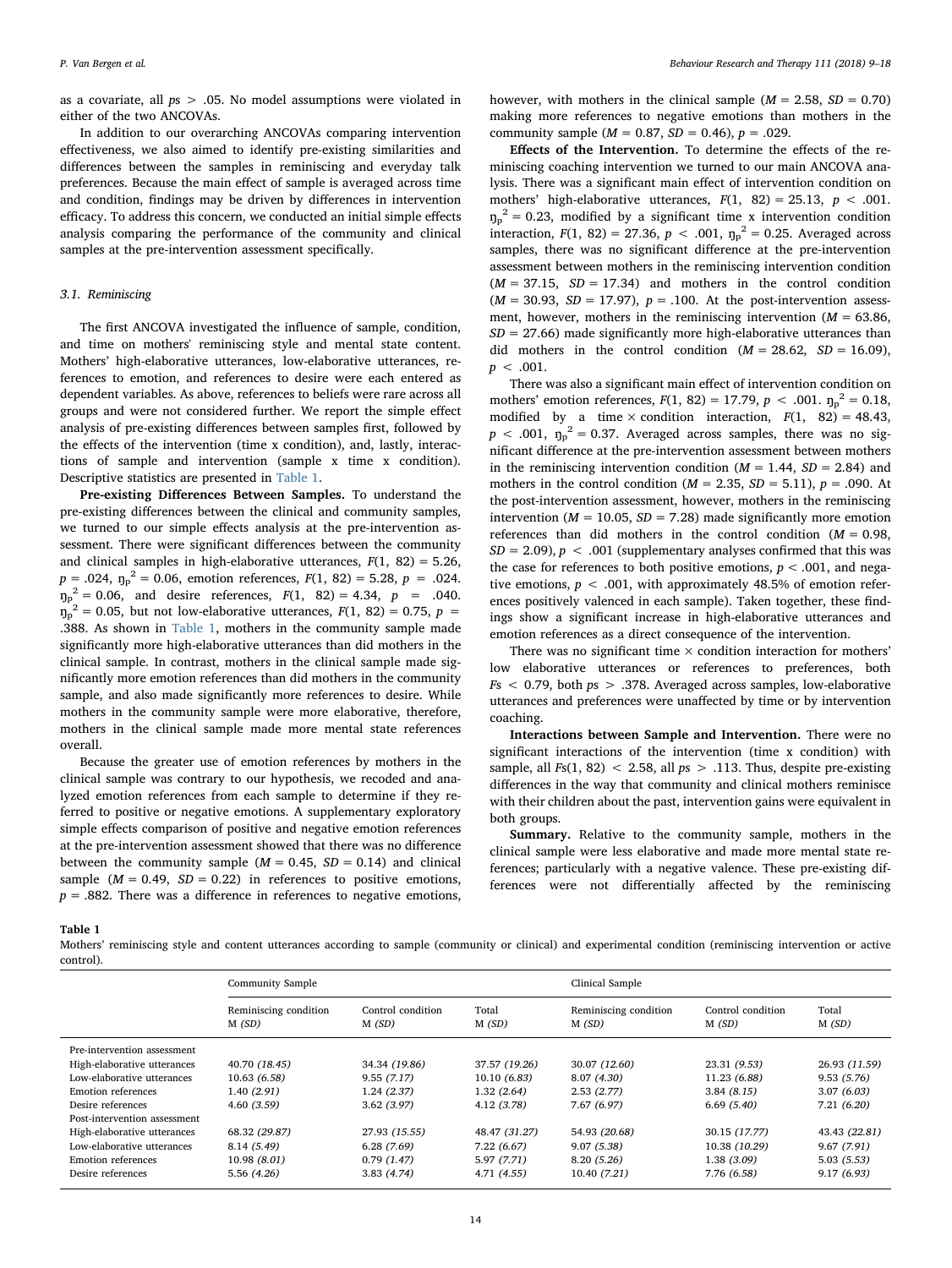as a covariate, all $ps > .05$. No model assumptions were violated in either of the two ANCOVAs.

In addition to our overarching ANCOVAs comparing intervention effectiveness, we also aimed to identify pre-existing similarities and differences between the samples in reminiscing and everyday talk preferences. Because the main effect of sample is averaged across time and condition, findings may be driven by differences in intervention efficacy. To address this concern, we conducted an initial simple effects analysis comparing the performance of the community and clinical samples at the pre-intervention assessment specifically.

### 3.1. Reminiscing

The first ANCOVA investigated the influence of sample, condition, and time on mothers' reminiscing style and mental state content. Mothers' high-elaborative utterances, low-elaborative utterances, references to emotion, and references to desire were each entered as dependent variables. As above, references to beliefs were rare across all groups and were not considered further. We report the simple effect analysis of pre-existing differences between samples first, followed by the effects of the intervention (time x condition), and, lastly, interactions of sample and intervention (sample x time x condition). Descriptive statistics are presented in Table 1.

**Pre-existing Differences Between Samples.** To understand the pre-existing differences between the clinical and community samples, we turned to our simple effects analysis at the pre-intervention assessment. There were significant differences between the community and clinical samples in high-elaborative utterances, $F(1, 82) = 5.26$, $p = .024$, $\eta_p^2 = 0.06$, emotion references, $F(1, 82) = 5.28$, $p = .024$, $\eta_p^2 = 0.06$, and desire references, $F(1, 82) = 4.34$, $p = .040$, $\eta_p^2 = 0.05$, but not low-elaborative utterances, $F(1, 82) = 0.75$, $p = .388$. As shown in Table 1, mothers in the community sample made significantly more high-elaborative utterances than did mothers in the clinical sample. In contrast, mothers in the clinical sample made significantly more emotion references than did mothers in the community sample, and also made significantly more references to desire. While mothers in the community sample were more elaborative, therefore, mothers in the clinical sample made more mental state references overall.

Because the greater use of emotion references by mothers in the clinical sample was contrary to our hypothesis, we recoded and analyzed emotion references from each sample to determine if they referred to positive or negative emotions. A supplementary exploratory simple effects comparison of positive and negative emotion references at the pre-intervention assessment showed that there was no difference between the community sample ($M = 0.45$, $SD = 0.14$) and clinical sample ($M = 0.49$, $SD = 0.22$) in references to positive emotions, $p = .882$. There was a difference in references to negative emotions, however, with mothers in the clinical sample ($M = 2.58$, $SD = 0.70$) making more references to negative emotions than mothers in the community sample ($M = 0.87$, $SD = 0.46$), $p = .029$.

**Effects of the Intervention.** To determine the effects of the reminiscing coaching intervention we turned to our main ANCOVA analysis. There was a significant main effect of intervention condition on mothers' high-elaborative utterances, $F(1, 82) = 25.13$, $p < .001$. $\eta_p^2 = 0.23$, modified by a significant time x intervention condition interaction, $F(1, 82) = 27.36$, $p < .001$, $\eta_p^2 = 0.25$. Averaged across samples, there was no significant difference at the pre-intervention assessment between mothers in the reminiscing intervention condition ($M = 37.15$, $SD = 17.34$) and mothers in the control condition ($M = 30.93$, $SD = 17.97$), $p = .100$. At the post-intervention assessment, however, mothers in the reminiscing intervention ($M = 63.86$, $SD = 27.66$) made significantly more high-elaborative utterances than did mothers in the control condition ($M = 28.62$, $SD = 16.09$), $p < .001$.

There was also a significant main effect of intervention condition on mothers' emotion references, $F(1, 82) = 17.79$, $p < .001$. $\eta_p^2 = 0.18$, modified by a time × condition interaction, $F(1, 82) = 48.43$, $p < .001$, $\eta_p^2 = 0.37$. Averaged across samples, there was no significant difference at the pre-intervention assessment between mothers in the reminiscing intervention condition ($M = 1.44$, $SD = 2.84$) and mothers in the control condition ($M = 2.35$, $SD = 5.11$), $p = .090$. At the post-intervention assessment, however, mothers in the reminiscing intervention ($M = 10.05$, $SD = 7.28$) made significantly more emotion references than did mothers in the control condition ($M = 0.98$, $SD = 2.09$), $p < .001$ (supplementary analyses confirmed that this was the case for references to both positive emotions, $p < .001$, and negative emotions, $p < .001$, with approximately 48.5% of emotion references positively valenced in each sample). Taken together, these findings show a significant increase in high-elaborative utterances and emotion references as a direct consequence of the intervention.

There was no significant time × condition interaction for mothers' low elaborative utterances or references to preferences, both $Fs < 0.79$, both $ps > .378$. Averaged across samples, low-elaborative utterances and preferences were unaffected by time or by intervention coaching.

**Interactions between Sample and Intervention.** There were no significant interactions of the intervention (time x condition) with sample, all $Fs(1, 82) < 2.58$, all $ps > .113$. Thus, despite pre-existing differences in the way that community and clinical mothers reminisce with their children about the past, intervention gains were equivalent in both groups.

**Summary.** Relative to the community sample, mothers in the clinical sample were less elaborative and made more mental state references; particularly with a negative valence. These pre-existing differences were not differentially affected by the reminiscing

**Table 1**
Mothers' reminiscing style and content utterances according to sample (community or clinical) and experimental condition (reminiscing intervention or active control).

| | Community Sample | | | Clinical Sample | | |
|---|---|---|---|---|---|---|
| | Reminiscing condition M *(SD)* | Control condition M *(SD)* | Total M *(SD)* | Reminiscing condition M *(SD)* | Control condition M *(SD)* | Total M *(SD)* |
| Pre-intervention assessment | | | | | | |
| High-elaborative utterances | 40.70 *(18.45)* | 34.34 *(19.86)* | 37.57 *(19.26)* | 30.07 *(12.60)* | 23.31 *(9.53)* | 26.93 *(11.59)* |
| Low-elaborative utterances | 10.63 *(6.58)* | 9.55 *(7.17)* | 10.10 *(6.83)* | 8.07 *(4.30)* | 11.23 *(6.88)* | 9.53 *(5.76)* |
| Emotion references | 1.40 *(2.91)* | 1.24 *(2.37)* | 1.32 *(2.64)* | 2.53 *(2.77)* | 3.84 *(8.15)* | 3.07 *(6.03)* |
| Desire references | 4.60 *(3.59)* | 3.62 *(3.97)* | 4.12 *(3.78)* | 7.67 *(6.97)* | 6.69 *(5.40)* | 7.21 *(6.20)* |
| Post-intervention assessment | | | | | | |
| High-elaborative utterances | 68.32 *(29.87)* | 27.93 *(15.55)* | 48.47 *(31.27)* | 54.93 *(20.68)* | 30.15 *(17.77)* | 43.43 *(22.81)* |
| Low-elaborative utterances | 8.14 *(5.49)* | 6.28 *(7.69)* | 7.22 *(6.67)* | 9.07 *(5.38)* | 10.38 *(10.29)* | 9.67 *(7.91)* |
| Emotion references | 10.98 *(8.01)* | 0.79 *(1.47)* | 5.97 *(7.71)* | 8.20 *(5.26)* | 1.38 *(3.09)* | 5.03 *(5.53)* |
| Desire references | 5.56 *(4.26)* | 3.83 *(4.74)* | 4.71 *(4.55)* | 10.40 *(7.21)* | 7.76 *(6.58)* | 9.17 *(6.93)* |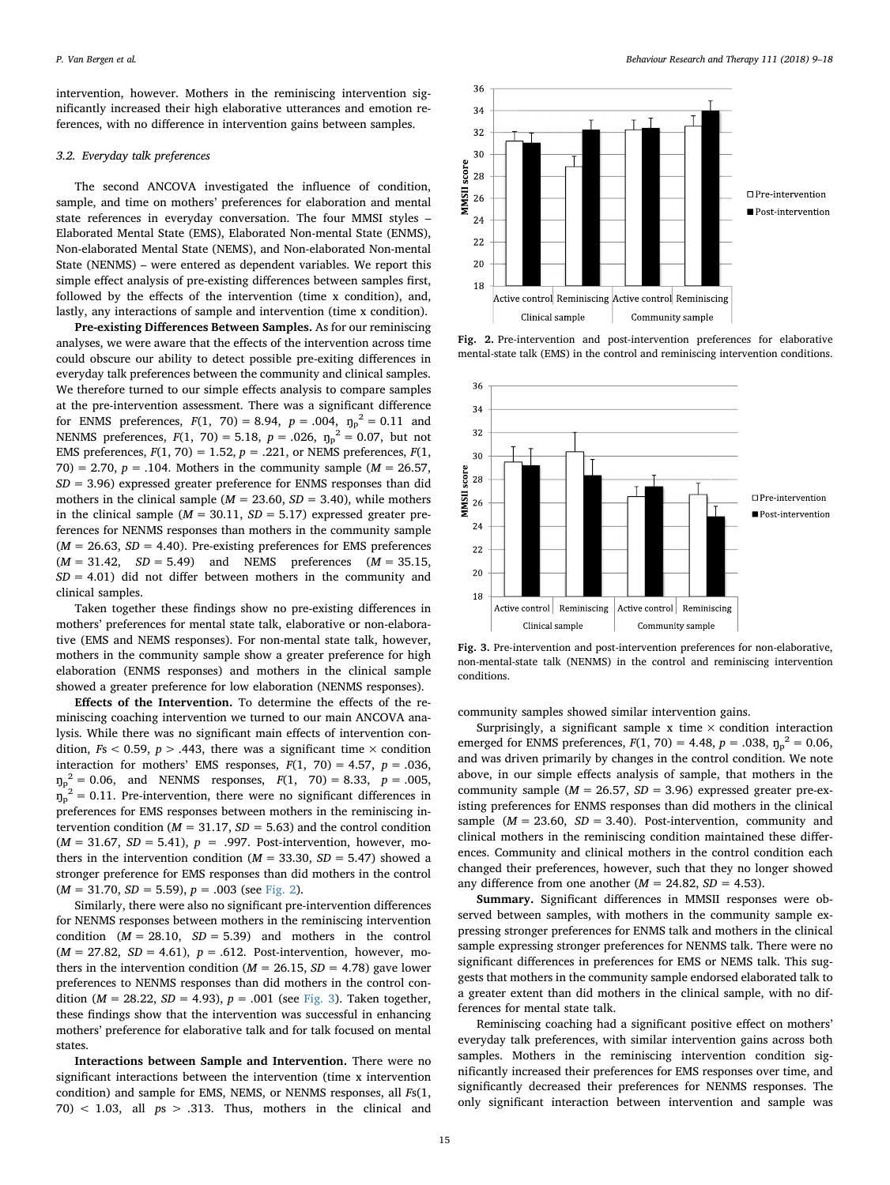intervention, however. Mothers in the reminiscing intervention significantly increased their high elaborative utterances and emotion references, with no difference in intervention gains between samples.

### 3.2. Everyday talk preferences

The second ANCOVA investigated the influence of condition, sample, and time on mothers' preferences for elaboration and mental state references in everyday conversation. The four MMSI styles – Elaborated Mental State (EMS), Elaborated Non-mental State (ENMS), Non-elaborated Mental State (NEMS), and Non-elaborated Non-mental State (NENMS) – were entered as dependent variables. We report this simple effect analysis of pre-existing differences between samples first, followed by the effects of the intervention (time x condition), and, lastly, any interactions of sample and intervention (time x condition).

**Pre-existing Differences Between Samples.** As for our reminiscing analyses, we were aware that the effects of the intervention across time could obscure our ability to detect possible pre-exiting differences in everyday talk preferences between the community and clinical samples. We therefore turned to our simple effects analysis to compare samples at the pre-intervention assessment. There was a significant difference for ENMS preferences, $F(1, 70) = 8.94$, $p = .004$, $\eta_p^2 = 0.11$ and NENMS preferences, $F(1, 70) = 5.18$, $p = .026$, $\eta_p^2 = 0.07$, but not EMS preferences, $F(1, 70) = 1.52$, $p = .221$, or NEMS preferences, $F(1, 70) = 2.70$, $p = .104$. Mothers in the community sample ($M = 26.57$, $SD = 3.96$) expressed greater preference for ENMS responses than did mothers in the clinical sample ($M = 23.60$, $SD = 3.40$), while mothers in the clinical sample ($M = 30.11$, $SD = 5.17$) expressed greater preferences for NENMS responses than mothers in the community sample ($M = 26.63$, $SD = 4.40$). Pre-existing preferences for EMS preferences ($M = 31.42$, $SD = 5.49$) and NEMS preferences ($M = 35.15$, $SD = 4.01$) did not differ between mothers in the community and clinical samples.

Taken together these findings show no pre-existing differences in mothers' preferences for mental state talk, elaborative or non-elaborative (EMS and NEMS responses). For non-mental state talk, however, mothers in the community sample show a greater preference for high elaboration (ENMS responses) and mothers in the clinical sample showed a greater preference for low elaboration (NENMS responses).

**Effects of the Intervention.** To determine the effects of the reminiscing coaching intervention we turned to our main ANCOVA analysis. While there was no significant main effects of intervention condition, $Fs < 0.59$, $p > .443$, there was a significant time × condition interaction for mothers' EMS responses, $F(1, 70) = 4.57$, $p = .036$, $\eta_p^2 = 0.06$, and NENMS responses, $F(1, 70) = 8.33$, $p = .005$, $\eta_p^2 = 0.11$. Pre-intervention, there were no significant differences in preferences for EMS responses between mothers in the reminiscing intervention condition ($M = 31.17$, $SD = 5.63$) and the control condition ($M = 31.67$, $SD = 5.41$), $p = .997$. Post-intervention, however, mothers in the intervention condition ($M = 33.30$, $SD = 5.47$) showed a stronger preference for EMS responses than did mothers in the control ($M = 31.70$, $SD = 5.59$), $p = .003$ (see Fig. 2).

Similarly, there were also no significant pre-intervention differences for NENMS responses between mothers in the reminiscing intervention condition ($M = 28.10$, $SD = 5.39$) and mothers in the control ($M = 27.82$, $SD = 4.61$), $p = .612$. Post-intervention, however, mothers in the intervention condition ($M = 26.15$, $SD = 4.78$) gave lower preferences to NENMS responses than did mothers in the control condition ($M = 28.22$, $SD = 4.93$), $p = .001$ (see Fig. 3). Taken together, these findings show that the intervention was successful in enhancing mothers' preference for elaborative talk and for talk focused on mental states.

**Interactions between Sample and Intervention.** There were no significant interactions between the intervention (time x intervention condition) and sample for EMS, NEMS, or NENMS responses, all $Fs(1, 70) < 1.03$, all $ps > .313$. Thus, mothers in the clinical and community samples showed similar intervention gains.

Fig. 2. Pre-intervention and post-intervention preferences for elaborative mental-state talk (EMS) in the control and reminiscing intervention conditions.

Fig. 3. Pre-intervention and post-intervention preferences for non-elaborative, non-mental-state talk (NENMS) in the control and reminiscing intervention conditions.

Surprisingly, a significant sample x time × condition interaction emerged for ENMS preferences, $F(1, 70) = 4.48$, $p = .038$, $\eta_p^2 = 0.06$, and was driven primarily by changes in the control condition. We note above, in our simple effects analysis of sample, that mothers in the community sample ($M = 26.57$, $SD = 3.96$) expressed greater pre-existing preferences for ENMS responses than did mothers in the clinical sample ($M = 23.60$, $SD = 3.40$). Post-intervention, community and clinical mothers in the reminiscing condition maintained these differences. Community and clinical mothers in the control condition each changed their preferences, however, such that they no longer showed any difference from one another ($M = 24.82$, $SD = 4.53$).

**Summary.** Significant differences in MMSII responses were observed between samples, with mothers in the community sample expressing stronger preferences for ENMS talk and mothers in the clinical sample expressing stronger preferences for NENMS talk. There were no significant differences in preferences for EMS or NEMS talk. This suggests that mothers in the community sample endorsed elaborated talk to a greater extent than did mothers in the clinical sample, with no differences for mental state talk.

Reminiscing coaching had a significant positive effect on mothers' everyday talk preferences, with similar intervention gains across both samples. Mothers in the reminiscing intervention condition significantly increased their preferences for EMS responses over time, and significantly decreased their preferences for NENMS responses. The only significant interaction between intervention and sample was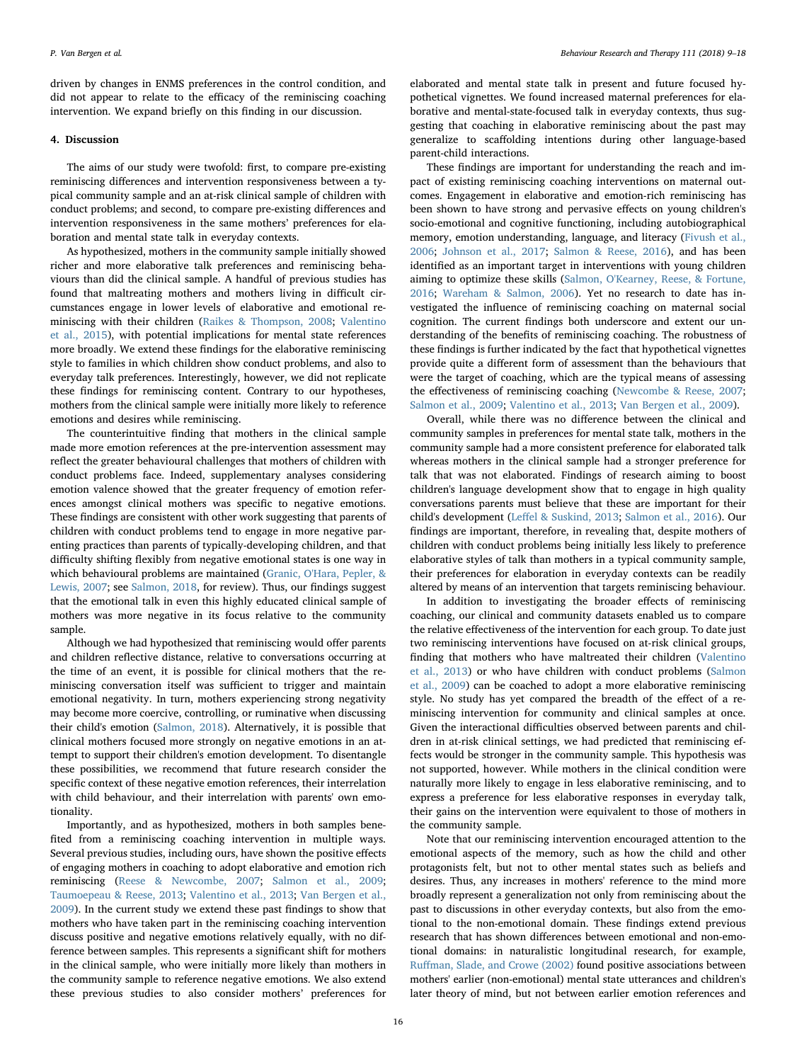driven by changes in ENMS preferences in the control condition, and did not appear to relate to the efficacy of the reminiscing coaching intervention. We expand briefly on this finding in our discussion.

## 4. Discussion

The aims of our study were twofold: first, to compare pre-existing reminiscing differences and intervention responsiveness between a typical community sample and an at-risk clinical sample of children with conduct problems; and second, to compare pre-existing differences and intervention responsiveness in the same mothers' preferences for elaboration and mental state talk in everyday contexts.

As hypothesized, mothers in the community sample initially showed richer and more elaborative talk preferences and reminiscing behaviours than did the clinical sample. A handful of previous studies has found that maltreating mothers and mothers living in difficult circumstances engage in lower levels of elaborative and emotional reminiscing with their children (Raikes & Thompson, 2008; Valentino et al., 2015), with potential implications for mental state references more broadly. We extend these findings for the elaborative reminiscing style to families in which children show conduct problems, and also to everyday talk preferences. Interestingly, however, we did not replicate these findings for reminiscing content. Contrary to our hypotheses, mothers from the clinical sample were initially more likely to reference emotions and desires while reminiscing.

The counterintuitive finding that mothers in the clinical sample made more emotion references at the pre-intervention assessment may reflect the greater behavioural challenges that mothers of children with conduct problems face. Indeed, supplementary analyses considering emotion valence showed that the greater frequency of emotion references amongst clinical mothers was specific to negative emotions. These findings are consistent with other work suggesting that parents of children with conduct problems tend to engage in more negative parenting practices than parents of typically-developing children, and that difficulty shifting flexibly from negative emotional states is one way in which behavioural problems are maintained (Granic, O'Hara, Pepler, & Lewis, 2007; see Salmon, 2018, for review). Thus, our findings suggest that the emotional talk in even this highly educated clinical sample of mothers was more negative in its focus relative to the community sample.

Although we had hypothesized that reminiscing would offer parents and children reflective distance, relative to conversations occurring at the time of an event, it is possible for clinical mothers that the reminiscing conversation itself was sufficient to trigger and maintain emotional negativity. In turn, mothers experiencing strong negativity may become more coercive, controlling, or ruminative when discussing their child's emotion (Salmon, 2018). Alternatively, it is possible that clinical mothers focused more strongly on negative emotions in an attempt to support their children's emotion development. To disentangle these possibilities, we recommend that future research consider the specific context of these negative emotion references, their interrelation with child behaviour, and their interrelation with parents' own emotionality.

Importantly, and as hypothesized, mothers in both samples benefited from a reminiscing coaching intervention in multiple ways. Several previous studies, including ours, have shown the positive effects of engaging mothers in coaching to adopt elaborative and emotion rich reminiscing (Reese & Newcombe, 2007; Salmon et al., 2009; Taumoepeau & Reese, 2013; Valentino et al., 2013; Van Bergen et al., 2009). In the current study we extend these past findings to show that mothers who have taken part in the reminiscing coaching intervention discuss positive and negative emotions relatively equally, with no difference between samples. This represents a significant shift for mothers in the clinical sample, who were initially more likely than mothers in the community sample to reference negative emotions. We also extend these previous studies to also consider mothers' preferences for elaborated and mental state talk in present and future focused hypothetical vignettes. We found increased maternal preferences for elaborative and mental-state-focused talk in everyday contexts, thus suggesting that coaching in elaborative reminiscing about the past may generalize to scaffolding intentions during other language-based parent-child interactions.

These findings are important for understanding the reach and impact of existing reminiscing coaching interventions on maternal outcomes. Engagement in elaborative and emotion-rich reminiscing has been shown to have strong and pervasive effects on young children's socio-emotional and cognitive functioning, including autobiographical memory, emotion understanding, language, and literacy (Fivush et al., 2006; Johnson et al., 2017; Salmon & Reese, 2016), and has been identified as an important target in interventions with young children aiming to optimize these skills (Salmon, O'Kearney, Reese, & Fortune, 2016; Wareham & Salmon, 2006). Yet no research to date has investigated the influence of reminiscing coaching on maternal social cognition. The current findings both underscore and extent our understanding of the benefits of reminiscing coaching. The robustness of these findings is further indicated by the fact that hypothetical vignettes provide quite a different form of assessment than the behaviours that were the target of coaching, which are the typical means of assessing the effectiveness of reminiscing coaching (Newcombe & Reese, 2007; Salmon et al., 2009; Valentino et al., 2013; Van Bergen et al., 2009).

Overall, while there was no difference between the clinical and community samples in preferences for mental state talk, mothers in the community sample had a more consistent preference for elaborated talk whereas mothers in the clinical sample had a stronger preference for talk that was not elaborated. Findings of research aiming to boost children's language development show that to engage in high quality conversations parents must believe that these are important for their child's development (Leffel & Suskind, 2013; Salmon et al., 2016). Our findings are important, therefore, in revealing that, despite mothers of children with conduct problems being initially less likely to preference elaborative styles of talk than mothers in a typical community sample, their preferences for elaboration in everyday contexts can be readily altered by means of an intervention that targets reminiscing behaviour.

In addition to investigating the broader effects of reminiscing coaching, our clinical and community datasets enabled us to compare the relative effectiveness of the intervention for each group. To date just two reminiscing interventions have focused on at-risk clinical groups, finding that mothers who have maltreated their children (Valentino et al., 2013) or who have children with conduct problems (Salmon et al., 2009) can be coached to adopt a more elaborative reminiscing style. No study has yet compared the breadth of the effect of a reminiscing intervention for community and clinical samples at once. Given the interactional difficulties observed between parents and children in at-risk clinical settings, we had predicted that reminiscing effects would be stronger in the community sample. This hypothesis was not supported, however. While mothers in the clinical condition were naturally more likely to engage in less elaborative reminiscing, and to express a preference for less elaborative responses in everyday talk, their gains on the intervention were equivalent to those of mothers in the community sample.

Note that our reminiscing intervention encouraged attention to the emotional aspects of the memory, such as how the child and other protagonists felt, but not to other mental states such as beliefs and desires. Thus, any increases in mothers' reference to the mind more broadly represent a generalization not only from reminiscing about the past to discussions in other everyday contexts, but also from the emotional to the non-emotional domain. These findings extend previous research that has shown differences between emotional and non-emotional domains: in naturalistic longitudinal research, for example, Ruffman, Slade, and Crowe (2002) found positive associations between mothers' earlier (non-emotional) mental state utterances and children's later theory of mind, but not between earlier emotion references and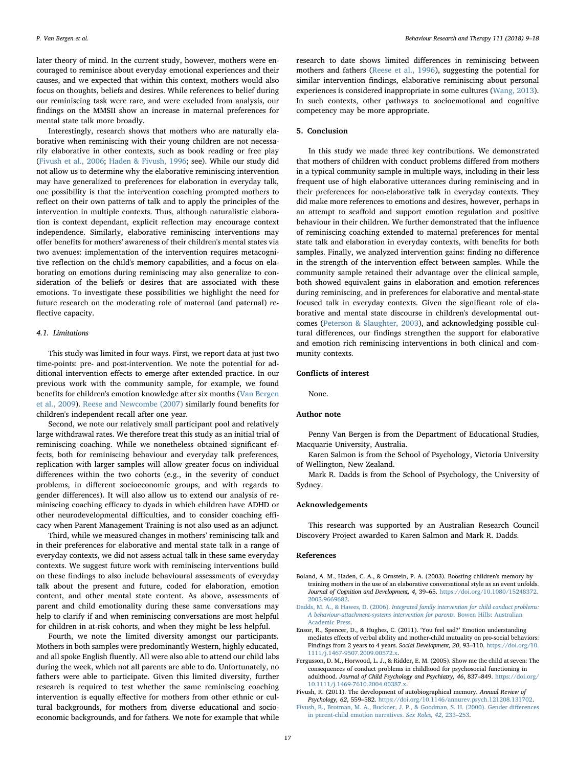later theory of mind. In the current study, however, mothers were encouraged to reminisce about everyday emotional experiences and their causes, and we expected that within this context, mothers would also focus on thoughts, beliefs and desires. While references to belief during our reminiscing task were rare, and were excluded from analysis, our findings on the MMSII show an increase in maternal preferences for mental state talk more broadly.

Interestingly, research shows that mothers who are naturally elaborative when reminiscing with their young children are not necessarily elaborative in other contexts, such as book reading or free play (Fivush et al., 2006; Haden & Fivush, 1996; see). While our study did not allow us to determine why the elaborative reminiscing intervention may have generalized to preferences for elaboration in everyday talk, one possibility is that the intervention coaching prompted mothers to reflect on their own patterns of talk and to apply the principles of the intervention in multiple contexts. Thus, although naturalistic elaboration is context dependant, explicit reflection may encourage context independence. Similarly, elaborative reminiscing interventions may offer benefits for mothers' awareness of their children's mental states via two avenues: implementation of the intervention requires metacognitive reflection on the child's memory capabilities, and a focus on elaborating on emotions during reminiscing may also generalize to consideration of the beliefs or desires that are associated with these emotions. To investigate these possibilities we highlight the need for future research on the moderating role of maternal (and paternal) reflective capacity.

### 4.1. Limitations

This study was limited in four ways. First, we report data at just two time-points: pre- and post-intervention. We note the potential for additional intervention effects to emerge after extended practice. In our previous work with the community sample, for example, we found benefits for children's emotion knowledge after six months (Van Bergen et al., 2009). Reese and Newcombe (2007) similarly found benefits for children's independent recall after one year.

Second, we note our relatively small participant pool and relatively large withdrawal rates. We therefore treat this study as an initial trial of reminiscing coaching. While we nonetheless obtained significant effects, both for reminiscing behaviour and everyday talk preferences, replication with larger samples will allow greater focus on individual differences within the two cohorts (e.g., in the severity of conduct problems, in different socioeconomic groups, and with regards to gender differences). It will also allow us to extend our analysis of reminiscing coaching efficacy to dyads in which children have ADHD or other neurodevelopmental difficulties, and to consider coaching efficacy when Parent Management Training is not also used as an adjunct.

Third, while we measured changes in mothers' reminiscing talk and in their preferences for elaborative and mental state talk in a range of everyday contexts, we did not assess actual talk in these same everyday contexts. We suggest future work with reminiscing interventions build on these findings to also include behavioural assessments of everyday talk about the present and future, coded for elaboration, emotion content, and other mental state content. As above, assessments of parent and child emotionality during these same conversations may help to clarify if and when reminiscing conversations are most helpful for children in at-risk cohorts, and when they might be less helpful.

Fourth, we note the limited diversity amongst our participants. Mothers in both samples were predominantly Western, highly educated, and all spoke English fluently. All were also able to attend our child labs during the week, which not all parents are able to do. Unfortunately, no fathers were able to participate. Given this limited diversity, further research is required to test whether the same reminiscing coaching intervention is equally effective for mothers from other ethnic or cultural backgrounds, for mothers from diverse educational and socioeconomic backgrounds, and for fathers. We note for example that while research to date shows limited differences in reminiscing between mothers and fathers (Reese et al., 1996), suggesting the potential for similar intervention findings, elaborative reminiscing about personal experiences is considered inappropriate in some cultures (Wang, 2013). In such contexts, other pathways to socioemotional and cognitive competency may be more appropriate.

## 5. Conclusion

In this study we made three key contributions. We demonstrated that mothers of children with conduct problems differed from mothers in a typical community sample in multiple ways, including in their less frequent use of high elaborative utterances during reminiscing and in their preferences for non-elaborative talk in everyday contexts. They did make more references to emotions and desires, however, perhaps in an attempt to scaffold and support emotion regulation and positive behaviour in their children. We further demonstrated that the influence of reminiscing coaching extended to maternal preferences for mental state talk and elaboration in everyday contexts, with benefits for both samples. Finally, we analyzed intervention gains: finding no difference in the strength of the intervention effect between samples. While the community sample retained their advantage over the clinical sample, both showed equivalent gains in elaboration and emotion references during reminiscing, and in preferences for elaborative and mental-state focused talk in everyday contexts. Given the significant role of elaborative and mental state discourse in children's developmental outcomes (Peterson & Slaughter, 2003), and acknowledging possible cultural differences, our findings strengthen the support for elaborative and emotion rich reminiscing interventions in both clinical and community contexts.

## Conflicts of interest

None.

## Author note

Penny Van Bergen is from the Department of Educational Studies, Macquarie University, Australia.

Karen Salmon is from the School of Psychology, Victoria University of Wellington, New Zealand.

Mark R. Dadds is from the School of Psychology, the University of Sydney.

## Acknowledgements

This research was supported by an Australian Research Council Discovery Project awarded to Karen Salmon and Mark R. Dadds.

## References

Boland, A. M., Haden, C. A., & Ornstein, P. A. (2003). Boosting children's memory by training mothers in the use of an elaborative conversational style as an event unfolds. *Journal of Cognition and Development, 4*, 39–65. https://doi.org/10.1080/15248372.2003.9669682.

Dadds, M. A., & Hawes, D. (2006). *Integrated family intervention for child conduct problems: A behaviour-attachment-systems intervention for parents.* Bowen Hills: Australian Academic Press.

Ensor, R., Spencer, D., & Hughes, C. (2011). 'You feel sad?' Emotion understanding mediates effects of verbal ability and mother-child mutuality on pro-social behaviors: Findings from 2 years to 4 years. *Social Development, 20*, 93–110. https://doi.org/10.1111/j.1467-9507.2009.00572.x.

Fergusson, D. M., Horwood, L. J., & Ridder, E. M. (2005). Show me the child at seven: The consequences of conduct problems in childhood for psychosocial functioning in adulthood. *Journal of Child Psychology and Psychiatry, 46*, 837–849. https://doi.org/10.1111/j.1469-7610.2004.00387.x.

Fivush, R. (2011). The development of autobiographical memory. *Annual Review of Psychology, 62*, 559–582. https://doi.org/10.1146/annurev.psych.121208.131702.

Fivush, R., Brotman, M. A., Buckner, J. P., & Goodman, S. H. (2000). Gender differences in parent-child emotion narratives. *Sex Roles, 42*, 233–253.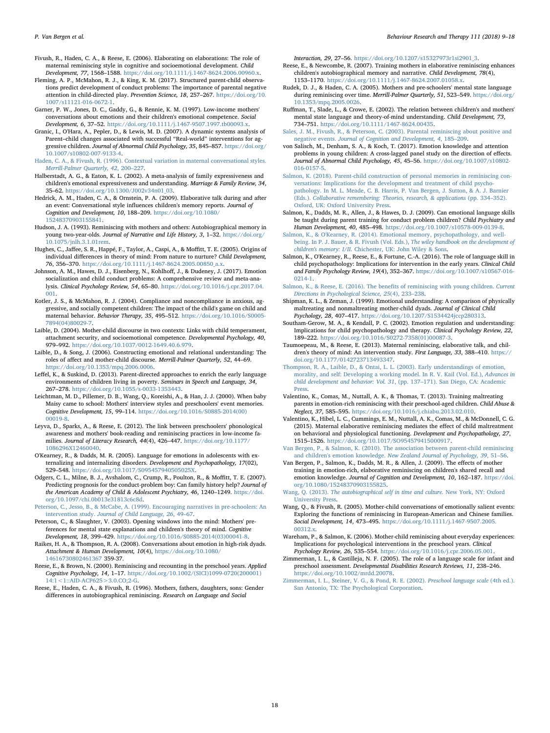Fivush, R., Haden, C. A., & Reese, E. (2006). Elaborating on elaborations: The role of maternal reminiscing style in cognitive and socioemotional development. *Child Development, 77*, 1568–1588. https://doi.org/10.1111/j.1467-8624.2006.00960.x.

Fleming, A. P., McMahon, R. J., & King, K. M. (2017). Structured parent-child observations predict development of conduct problems: The importance of parental negative attention in child-directed play. *Prevention Science, 18*, 257–267. https://doi.org/10.1007/s11121-016-0672-1.

Garner, P. W., Jones, D. C., Gaddy, G., & Rennie, K. M. (1997). Low-income mothers' conversations about emotions and their children's emotional competence. *Social Development, 6*, 37–52. https://doi.org/10.1111/j.1467-9507.1997.tb00093.x.

Granic, I., O'Hara, A., Pepler, D., & Lewis, M. D. (2007). A dynamic systems analysis of Parent–child changes associated with successful "Real-world" interventions for aggressive children. *Journal of Abnormal Child Psychology, 35*, 845–857. https://doi.org/10.1007/s10802-007-9133-4.

Haden, C. A., & Fivush, R. (1996). Contextual variation in maternal conversational styles. *Merrill-Palmer Quarterly, 42*, 200–227.

Halberstadt, A. G., & Eaton, K. L. (2002). A meta-analysis of family expressiveness and children's emotional expressiveness and understanding. *Marriage & Family Review, 34*, 35–62. https://doi.org/10.1300/J002v34n01_03.

Hedrick, A. M., Haden, C. A., & Ornstein, P. A. (2009). Elaborative talk during and after an event: Conversational style influences children's memory reports. *Journal of Cognition and Development, 10*, 188–209. https://doi.org/10.1080/15248370903155841.

Hudson, J. A. (1993). Reminiscing with mothers and others: Autobiographical memory in young two-year-olds. *Journal of Narrative and Life History, 3*, 1–32. https://doi.org/10.1075/jnlh.3.1.01rem.

Hughes, C., Jaffee, S. R., Happé, F., Taylor, A., Caspi, A., & Moffitt, T. E. (2005). Origins of individual differences in theory of mind: From nature to nurture? *Child Development, 76*, 356–370. https://doi.org/10.1111/j.1467-8624.2005.00850_a.x.

Johnson, A. M., Hawes, D. J., Eisenberg, N., Kohlhoff, J., & Dudeney, J. (2017). Emotion socialization and child conduct problems: A comprehensive review and meta-analysis. *Clinical Psychology Review, 54*, 65–80. https://doi.org/10.1016/j.cpr.2017.04.001.

Kotler, J. S., & McMahon, R. J. (2004). Compliance and noncompliance in anxious, aggressive, and socially competent children: The impact of the child's game on child and maternal behavior. *Behavior Therapy, 35*, 495–512. https://doi.org/10.1016/S0005-7894(04)80029-7.

Laible, D. (2004). Mother-child discourse in two contexts: Links with child temperament, attachment security, and socioemotional competence. *Developmental Psychology, 40*, 979–992. https://doi.org/10.1037/0012-1649.40.6.979.

Laible, D., & Song, J. (2006). Constructing emotional and relational understanding: The roles of affect and mother-child discourse. *Merrill-Palmer Quarterly, 52*, 44–69. https://doi.org/10.1353/mpq.2006.0006.

Leffel, K., & Suskind, D. (2013). Parent-directed approaches to enrich the early language environments of children living in poverty. *Seminars in Speech and Language, 34*, 267–278. https://doi.org/10.1055/s-0033-1353443.

Leichtman, M. D., Pillemer, D. B., Wang, Q., Koreishi, A., & Han, J. J. (2000). When baby Maisy came to school: Mothers' interview styles and preschoolers' event memories. *Cognitive Development, 15*, 99–114. https://doi.org/10.1016/S0885-2014(00)00019-8.

Leyva, D., Sparks, A., & Reese, E. (2012). The link between preschoolers' phonological awareness and mothers' book-reading and reminiscing practices in low-income families. *Journal of Literacy Research, 44*(4), 426–447. https://doi.org/10.1177/1086296X12460040.

O'Kearney, R., & Dadds, M. R. (2005). Language for emotions in adolescents with externalizing and internalizing disorders. *Development and Psychopathology, 17*(02), 529–548. https://doi.org/10.1017/S095457940505025X.

Odgers, C. L., Milne, B. J., Avshalom, C., Crump, R., Poulton, R., & Moffitt, T. E. (2007). Predicting prognosis for the conduct-problem boy: Can family history help? *Journal of the American Academy of Child & Adolescent Psychiatry, 46*, 1240–1249. https://doi.org/10.1097/chi.0b013e31813c6c8d.

Peterson, C., Jesso, B., & McCabe, A. (1999). Encouraging narratives in pre-schoolers: An intervention study. *Journal of Child Language, 26*, 49–67.

Peterson, C., & Slaughter, V. (2003). Opening windows into the mind: Mothers' preferences for mental state explanations and children's theory of mind. *Cognitive Development, 18*, 399–429. https://doi.org/10.1016/S0885-2014(03)00041-8.

Raikes, H. A., & Thompson, R. A. (2008). Conversations about emotion in high-risk dyads. *Attachment & Human Development, 10*(4), https://doi.org/10.1080/14616730802461367 359-37.

Reese, E., & Brown, N. (2000). Reminiscing and recounting in the preschool years. *Applied Cognitive Psychology, 14*, 1–17. https://doi.org/10.1002/(SICI)1099-0720(200001)14:1<1::AID-ACP625>3.0.CO;2-G.

Reese, E., Haden, C. A., & Fivush, R. (1996). Mothers, fathers, daughters, sons: Gender differences in autobiographical reminiscing. *Research on Language and Social Interaction, 29*, 27–56. https://doi.org/10.1207/s15327973rlsi2901_3.

Reese, E., & Newcombe, R. (2007). Training mothers in elaborative reminiscing enhances children's autobiographical memory and narrative. *Child Development, 78*(4), 1153–1170. https://doi.org/10.1111/j.1467-8624.2007.01058.x.

Rudek, D. J., & Haden, C. A. (2005). Mothers and pre-schoolers' mental state language during reminiscing over time. *Merrill-Palmer Quarterly, 51*, 523–549. https://doi.org/10.1353/mpq.2005.0026.

Ruffman, T., Slade, L., & Crowe, E. (2002). The relation between children's and mothers' mental state language and theory-of-mind understanding. *Child Development, 73*, 734–751. https://doi.org/10.1111/1467-8624.00435.

Sales, J. M., Fivush, R., & Peterson, C. (2003). Parental reminiscing about positive and negative events. *Journal of Cognition and Development, 4*, 185–209.

von Salisch, M., Denham, S. A., & Koch, T. (2017). Emotion knowledge and attention problems in young children: A cross-lagged panel study on the direction of effects. *Journal of Abnormal Child Psychology, 45*, 45–56. https://doi.org/10.1007/s10802-016-0157-5.

Salmon, K. (2018). Parent-child construction of personal memories in reminiscing conversations: Implications for the development and treatment of child psychopathology. In M. L. Meade, C. B. Harris, P. Van Bergen, J. Sutton, & A. J. Barnier (Eds.). *Collaborative remembering: Theories, research, & applications* (pp. 334–352). Oxford, UK: Oxford University Press.

Salmon, K., Dadds, M. R., Allen, J., & Hawes, D. J. (2009). Can emotional language skills be taught during parent training for conduct problem children? *Child Psychiatry and Human Development, 40*, 485–498. https://doi.org/10.1007/s10578-009-0139-8.

Salmon, K., & O'Kearney, R. (2014). Emotional memory, psychopathology, and well-being. In P. J. Bauer, & R. Fivush (Vol. Eds.), *The wiley handbook on the development of children's memory: I/II.* Chichester, UK: John Wiley & Sons.

Salmon, K., O'Kearney, R., Reese, E., & Fortune, C.-A. (2016). The role of language skill in child psychopathology: Implications for intervention in the early years. *Clinical Child and Family Psychology Review, 19*(4), 352–367. https://doi.org/10.1007/s10567-016-0214-1.

Salmon, K., & Reese, E. (2016). The benefits of reminiscing with young children. *Current Directions in Psychological Science, 25*(4), 233–238.

Shipman, K. L., & Zeman, J. (1999). Emotional understanding: A comparison of physically maltreating and nonmaltreating mother-child dyads. *Journal of Clinical Child Psychology, 28*, 407–417. https://doi.org/10.1207/S15374424jccp280313.

Southam-Gerow, M. A., & Kendall, P. C. (2002). Emotion regulation and understanding: Implications for child psychopathology and therapy. *Clinical Psychology Review, 22*, 189–222. https://doi.org/10.1016/S0272-7358(01)00087-3.

Taumoepeau, M., & Reese, E. (2013). Maternal reminiscing, elaborative talk, and children's theory of mind: An intervention study. *First Language, 33*, 388–410. https://doi.org/10.1177/0142723713493347.

Thompson, R. A., Laible, D., & Ontai, L. L. (2003). Early understandings of emotion, morality, and self: Developing a working model. In R. V. Kail (Vol. Ed.), *Advances in child development and behavior: Vol. 31*, (pp. 137–171). San Diego, CA: Academic Press.

Valentino, K., Comas, M., Nuttall, A. K., & Thomas, T. (2013). Training maltreating parents in emotion-rich reminiscing with their preschool-aged children. *Child Abuse & Neglect, 37*, 585–595. https://doi.org/10.1016/j.chiabu.2013.02.010.

Valentino, K., Hibel, L. C., Cummings, E. M., Nuttall, A. K., Comas, M., & McDonnell, C. G. (2015). Maternal elaborative reminiscing mediates the effect of child maltreatment on behavioral and physiological functioning. *Development and Psychopathology, 27*, 1515–1526. https://doi.org/10.1017/SO954579415000917.

Van Bergen, P., & Salmon, K. (2010). The association between parent-child reminiscing and children's emotion knowledge. *New Zealand Journal of Psychology, 39*, 51–56.

Van Bergen, P., Salmon, K., Dadds, M. R., & Allen, J. (2009). The effects of mother training in emotion-rich, elaborative reminiscing on children's shared recall and emotion knowledge. *Journal of Cognition and Development, 10*, 162–187. https://doi.org/10.1080/15248370903155825.

Wang, Q. (2013). *The autobiographical self in time and culture.* New York, NY: Oxford University Press.

Wang, Q., & Fivush, R. (2005). Mother-child conversations of emotionally salient events: Exploring the functions of reminiscing in European-American and Chinese families. *Social Development, 14*, 473–495. https://doi.org/10.1111/j.1467-9507.2005.00312.x.

Wareham, P., & Salmon, K. (2006). Mother-child reminiscing about everyday experiences: Implications for psychological interventions in the preschool years. *Clinical Psychology Review, 26*, 535–554. https://doi.org/10.1016/j.cpr.2006.05.001.

Zimmerman, I. L., & Castilleja, N. F. (2005). The role of a language scale for infant and preschool assessment. *Developmental Disabilities Research Reviews, 11*, 238–246. https://doi.org/10.1002/mrdd.20078.

Zimmerman, I. L., Steiner, V. G., & Pond, R. E. (2002). *Preschool language scale* (4th ed.). San Antonio, TX: The Psychological Corporation.